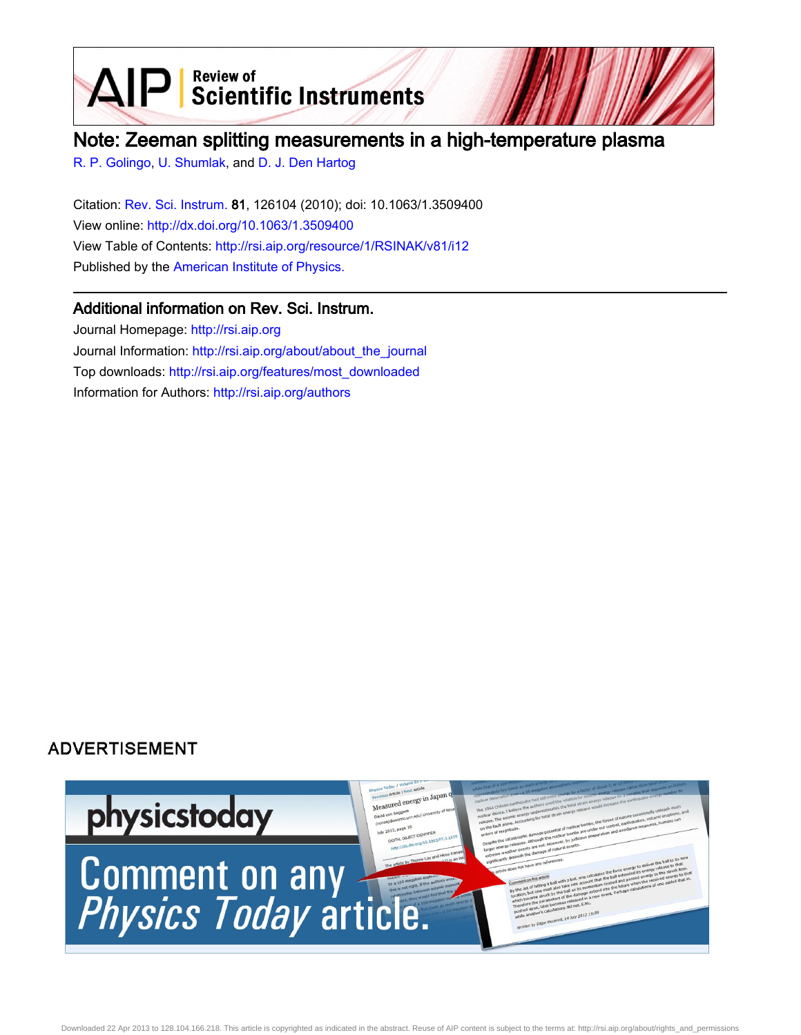AIP | Review of Scientific Instruments

# Note: Zeeman splitting measurements in a high-temperature plasma

R. P. Golingo, U. Shumlak, and D. J. Den Hartog

Citation: Rev. Sci. Instrum. **81**, 126104 (2010); doi: 10.1063/1.3509400

View online: http://dx.doi.org/10.1063/1.3509400

View Table of Contents: http://rsi.aip.org/resource/1/RSINAK/v81/i12

Published by the American Institute of Physics.

## Additional information on Rev. Sci. Instrum.

Journal Homepage: http://rsi.aip.org

Journal Information: http://rsi.aip.org/about/about_the_journal

Top downloads: http://rsi.aip.org/features/most_downloaded

Information for Authors: http://rsi.aip.org/authors

ADVERTISEMENT

physicstoday

Comment on any *Physics Today* article.

Downloaded 22 Apr 2013 to 128.104.166.218. This article is copyrighted as indicated in the abstract. Reuse of AIP content is subject to the terms at: http://rsi.aip.org/about/rights_and_permissions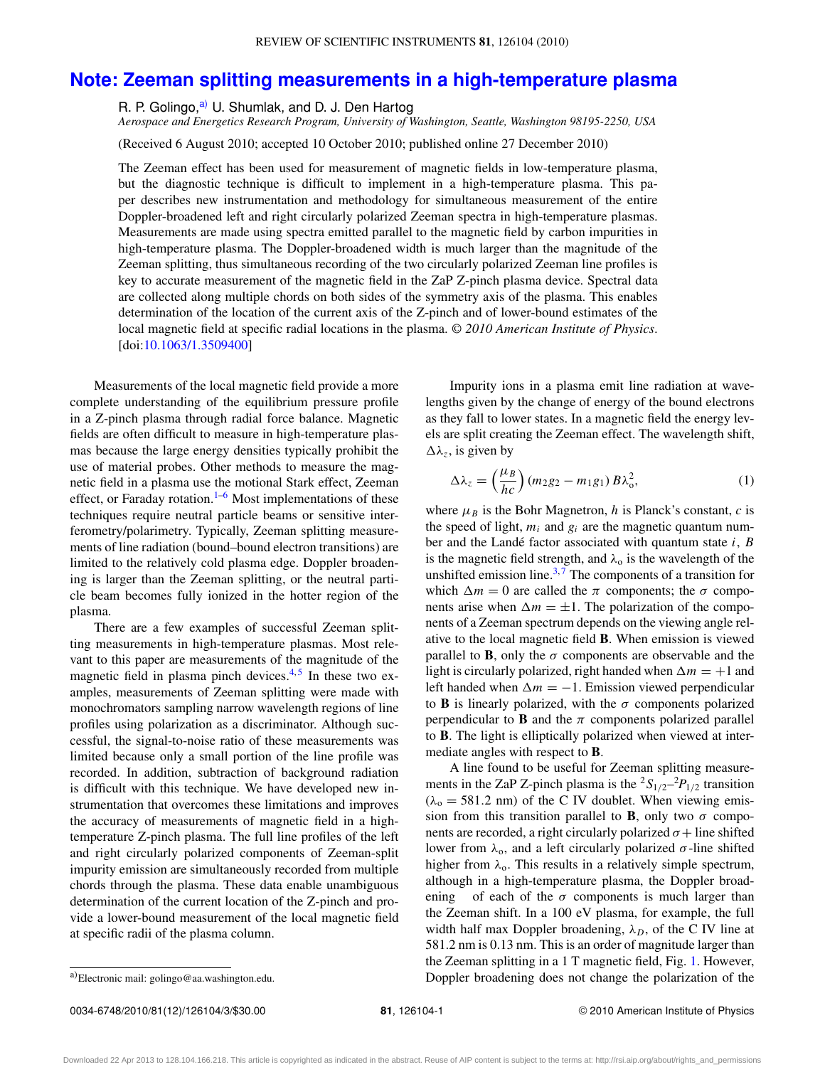# Note: Zeeman splitting measurements in a high-temperature plasma

R. P. Golingo,[a)] U. Shumlak, and D. J. Den Hartog

*Aerospace and Energetics Research Program, University of Washington, Seattle, Washington 98195-2250, USA*

(Received 6 August 2010; accepted 10 October 2010; published online 27 December 2010)

The Zeeman effect has been used for measurement of magnetic fields in low-temperature plasma, but the diagnostic technique is difficult to implement in a high-temperature plasma. This paper describes new instrumentation and methodology for simultaneous measurement of the entire Doppler-broadened left and right circularly polarized Zeeman spectra in high-temperature plasmas. Measurements are made using spectra emitted parallel to the magnetic field by carbon impurities in high-temperature plasma. The Doppler-broadened width is much larger than the magnitude of the Zeeman splitting, thus simultaneous recording of the two circularly polarized Zeeman line profiles is key to accurate measurement of the magnetic field in the ZaP Z-pinch plasma device. Spectral data are collected along multiple chords on both sides of the symmetry axis of the plasma. This enables determination of the location of the current axis of the Z-pinch and of lower-bound estimates of the local magnetic field at specific radial locations in the plasma. © *2010 American Institute of Physics*. [doi:10.1063/1.3509400]

Measurements of the local magnetic field provide a more complete understanding of the equilibrium pressure profile in a Z-pinch plasma through radial force balance. Magnetic fields are often difficult to measure in high-temperature plasmas because the large energy densities typically prohibit the use of material probes. Other methods to measure the magnetic field in a plasma use the motional Stark effect, Zeeman effect, or Faraday rotation.[1–6] Most implementations of these techniques require neutral particle beams or sensitive interferometry/polarimetry. Typically, Zeeman splitting measurements of line radiation (bound–bound electron transitions) are limited to the relatively cold plasma edge. Doppler broadening is larger than the Zeeman splitting, or the neutral particle beam becomes fully ionized in the hotter region of the plasma.

There are a few examples of successful Zeeman splitting measurements in high-temperature plasmas. Most relevant to this paper are measurements of the magnitude of the magnetic field in plasma pinch devices.[4,5] In these two examples, measurements of Zeeman splitting were made with monochromators sampling narrow wavelength regions of line profiles using polarization as a discriminator. Although successful, the signal-to-noise ratio of these measurements was limited because only a small portion of the line profile was recorded. In addition, subtraction of background radiation is difficult with this technique. We have developed new instrumentation that overcomes these limitations and improves the accuracy of measurements of magnetic field in a high-temperature Z-pinch plasma. The full line profiles of the left and right circularly polarized components of Zeeman-split impurity emission are simultaneously recorded from multiple chords through the plasma. These data enable unambiguous determination of the current location of the Z-pinch and provide a lower-bound measurement of the local magnetic field at specific radii of the plasma column.

Impurity ions in a plasma emit line radiation at wavelengths given by the change of energy of the bound electrons as they fall to lower states. In a magnetic field the energy levels are split creating the Zeeman effect. The wavelength shift, $\Delta\lambda_z$, is given by

$$\Delta\lambda_z = \left(\frac{\mu_B}{hc}\right)(m_2 g_2 - m_1 g_1)\, B\lambda_o^2, \tag{1}$$

where $\mu_B$ is the Bohr Magnetron, $h$ is Planck's constant, $c$ is the speed of light, $m_i$ and $g_i$ are the magnetic quantum number and the Landé factor associated with quantum state $i$, $B$ is the magnetic field strength, and $\lambda_o$ is the wavelength of the unshifted emission line.[3,7] The components of a transition for which $\Delta m = 0$ are called the $\pi$ components; the $\sigma$ components arise when $\Delta m = \pm 1$. The polarization of the components of a Zeeman spectrum depends on the viewing angle relative to the local magnetic field **B**. When emission is viewed parallel to **B**, only the $\sigma$ components are observable and the light is circularly polarized, right handed when $\Delta m = +1$ and left handed when $\Delta m = -1$. Emission viewed perpendicular to **B** is linearly polarized, with the $\sigma$ components polarized perpendicular to **B** and the $\pi$ components polarized parallel to **B**. The light is elliptically polarized when viewed at intermediate angles with respect to **B**.

A line found to be useful for Zeeman splitting measurements in the ZaP Z-pinch plasma is the ${}^2S_{1/2}$–${}^2P_{1/2}$ transition ($\lambda_o = 581.2$ nm) of the C IV doublet. When viewing emission from this transition parallel to **B**, only two $\sigma$ components are recorded, a right circularly polarized $\sigma+$ line shifted lower from $\lambda_o$, and a left circularly polarized $\sigma$-line shifted higher from $\lambda_o$. This results in a relatively simple spectrum, although in a high-temperature plasma, the Doppler broadening of each of the $\sigma$ components is much larger than the Zeeman shift. In a 100 eV plasma, for example, the full width half max Doppler broadening, $\lambda_D$, of the C IV line at 581.2 nm is 0.13 nm. This is an order of magnitude larger than the Zeeman splitting in a 1 T magnetic field, Fig. 1. However, Doppler broadening does not change the polarization of the

a)Electronic mail: golingo@aa.washington.edu.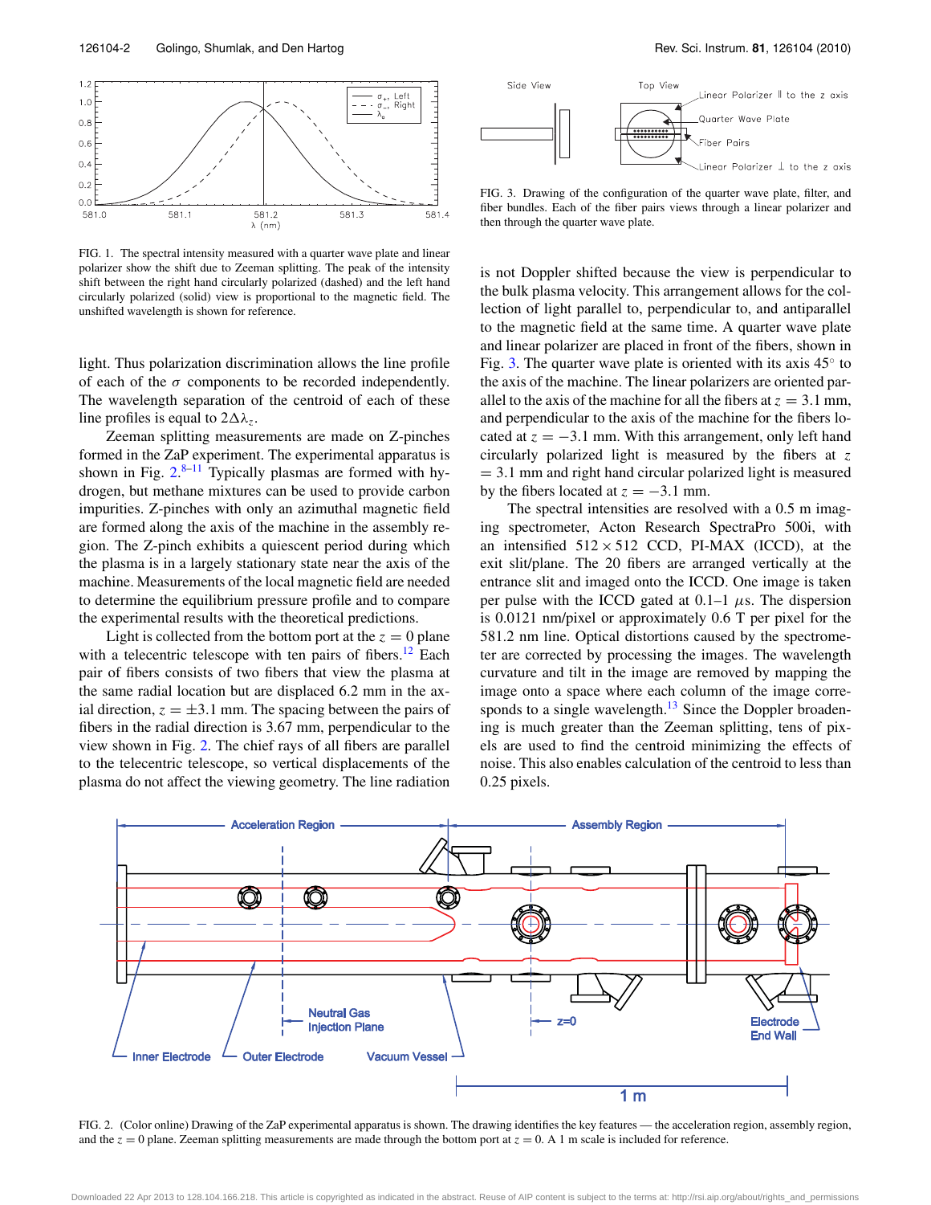FIG. 1. The spectral intensity measured with a quarter wave plate and linear polarizer show the shift due to Zeeman splitting. The peak of the intensity shift between the right hand circularly polarized (dashed) and the left hand circularly polarized (solid) view is proportional to the magnetic field. The unshifted wavelength is shown for reference.

light. Thus polarization discrimination allows the line profile of each of the $\sigma$ components to be recorded independently. The wavelength separation of the centroid of each of these line profiles is equal to $2\Delta\lambda_z$.

Zeeman splitting measurements are made on Z-pinches formed in the ZaP experiment. The experimental apparatus is shown in Fig. 2.[8–11] Typically plasmas are formed with hydrogen, but methane mixtures can be used to provide carbon impurities. Z-pinches with only an azimuthal magnetic field are formed along the axis of the machine in the assembly region. The Z-pinch exhibits a quiescent period during which the plasma is in a largely stationary state near the axis of the machine. Measurements of the local magnetic field are needed to determine the equilibrium pressure profile and to compare the experimental results with the theoretical predictions.

Light is collected from the bottom port at the $z = 0$ plane with a telecentric telescope with ten pairs of fibers.[12] Each pair of fibers consists of two fibers that view the plasma at the same radial location but are displaced 6.2 mm in the axial direction, $z = \pm 3.1$ mm. The spacing between the pairs of fibers in the radial direction is 3.67 mm, perpendicular to the view shown in Fig. 2. The chief rays of all fibers are parallel to the telecentric telescope, so vertical displacements of the plasma do not affect the viewing geometry. The line radiation is not Doppler shifted because the view is perpendicular to the bulk plasma velocity. This arrangement allows for the collection of light parallel to, perpendicular to, and antiparallel to the magnetic field at the same time. A quarter wave plate and linear polarizer are placed in front of the fibers, shown in Fig. 3. The quarter wave plate is oriented with its axis 45° to the axis of the machine. The linear polarizers are oriented parallel to the axis of the machine for all the fibers at $z = 3.1$ mm, and perpendicular to the axis of the machine for the fibers located at $z = -3.1$ mm. With this arrangement, only left hand circularly polarized light is measured by the fibers at $z = 3.1$ mm and right hand circular polarized light is measured by the fibers located at $z = -3.1$ mm.

FIG. 3. Drawing of the configuration of the quarter wave plate, filter, and fiber bundles. Each of the fiber pairs views through a linear polarizer and then through the quarter wave plate.

The spectral intensities are resolved with a 0.5 m imaging spectrometer, Acton Research SpectraPro 500i, with an intensified $512 \times 512$ CCD, PI-MAX (ICCD), at the exit slit/plane. The 20 fibers are arranged vertically at the entrance slit and imaged onto the ICCD. One image is taken per pulse with the ICCD gated at 0.1–1 $\mu$s. The dispersion is 0.0121 nm/pixel or approximately 0.6 T per pixel for the 581.2 nm line. Optical distortions caused by the spectrometer are corrected by processing the images. The wavelength curvature and tilt in the image are removed by mapping the image onto a space where each column of the image corresponds to a single wavelength.[13] Since the Doppler broadening is much greater than the Zeeman splitting, tens of pixels are used to find the centroid minimizing the effects of noise. This also enables calculation of the centroid to less than 0.25 pixels.

FIG. 2. (Color online) Drawing of the ZaP experimental apparatus is shown. The drawing identifies the key features — the acceleration region, assembly region, and the $z = 0$ plane. Zeeman splitting measurements are made through the bottom port at $z = 0$. A 1 m scale is included for reference.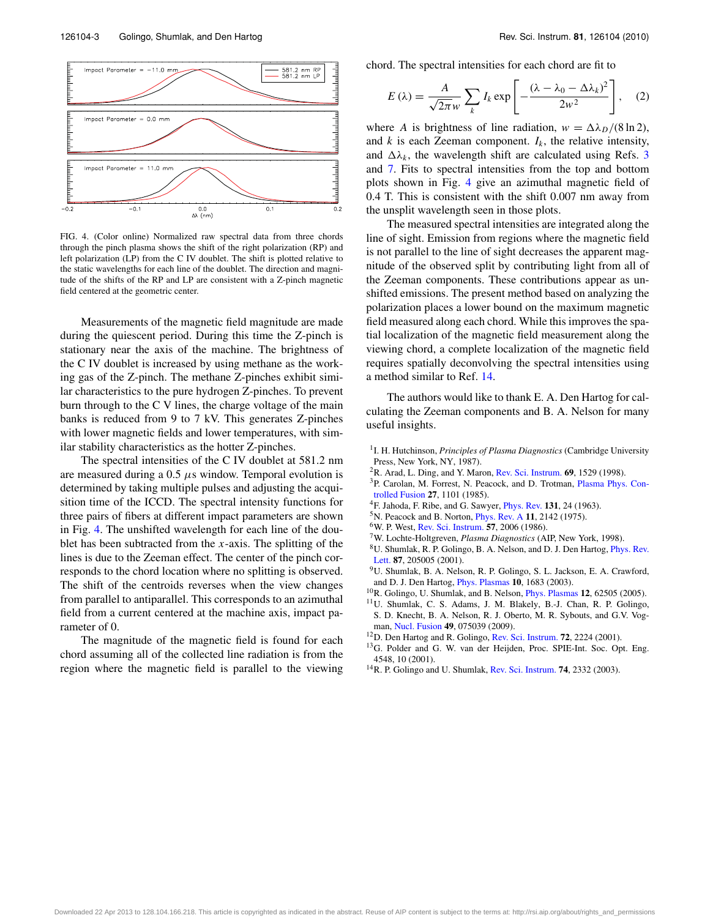Impact Parameter = −11.0 mm

581.2 nm RP
581.2 nm LP

Impact Parameter = 0.0 mm

Impact Parameter = 11.0 mm

−0.2
−0.1
0.0
0.1
0.2
Δλ (nm)

FIG. 4. (Color online) Normalized raw spectral data from three chords through the pinch plasma shows the shift of the right polarization (RP) and left polarization (LP) from the C IV doublet. The shift is plotted relative to the static wavelengths for each line of the doublet. The direction and magnitude of the shifts of the RP and LP are consistent with a Z-pinch magnetic field centered at the geometric center.

Measurements of the magnetic field magnitude are made during the quiescent period. During this time the Z-pinch is stationary near the axis of the machine. The brightness of the C IV doublet is increased by using methane as the working gas of the Z-pinch. The methane Z-pinches exhibit similar characteristics to the pure hydrogen Z-pinches. To prevent burn through to the C V lines, the charge voltage of the main banks is reduced from 9 to 7 kV. This generates Z-pinches with lower magnetic fields and lower temperatures, with similar stability characteristics as the hotter Z-pinches.

The spectral intensities of the C IV doublet at 581.2 nm are measured during a 0.5 $\mu$s window. Temporal evolution is determined by taking multiple pulses and adjusting the acquisition time of the ICCD. The spectral intensity functions for three pairs of fibers at different impact parameters are shown in Fig. 4. The unshifted wavelength for each line of the doublet has been subtracted from the $x$-axis. The splitting of the lines is due to the Zeeman effect. The center of the pinch corresponds to the chord location where no splitting is observed. The shift of the centroids reverses when the view changes from parallel to antiparallel. This corresponds to an azimuthal field from a current centered at the machine axis, impact parameter of 0.

The magnitude of the magnetic field is found for each chord assuming all of the collected line radiation is from the region where the magnetic field is parallel to the viewing chord. The spectral intensities for each chord are fit to

$$E(\lambda) = \frac{A}{\sqrt{2\pi}\,w} \sum_k I_k \exp\left[-\frac{(\lambda - \lambda_0 - \Delta\lambda_k)^2}{2w^2}\right], \quad (2)$$

where $A$ is brightness of line radiation, $w = \Delta\lambda_D/(8\ln 2)$, and $k$ is each Zeeman component. $I_k$, the relative intensity, and $\Delta\lambda_k$, the wavelength shift are calculated using Refs. 3 and 7. Fits to spectral intensities from the top and bottom plots shown in Fig. 4 give an azimuthal magnetic field of 0.4 T. This is consistent with the shift 0.007 nm away from the unsplit wavelength seen in those plots.

The measured spectral intensities are integrated along the line of sight. Emission from regions where the magnetic field is not parallel to the line of sight decreases the apparent magnitude of the observed split by contributing light from all of the Zeeman components. These contributions appear as unshifted emissions. The present method based on analyzing the polarization places a lower bound on the maximum magnetic field measured along each chord. While this improves the spatial localization of the magnetic field measurement along the viewing chord, a complete localization of the magnetic field requires spatially deconvolving the spectral intensities using a method similar to Ref. 14.

The authors would like to thank E. A. Den Hartog for calculating the Zeeman components and B. A. Nelson for many useful insights.

[1] I. H. Hutchinson, *Principles of Plasma Diagnostics* (Cambridge University Press, New York, NY, 1987).
[2] R. Arad, L. Ding, and Y. Maron, Rev. Sci. Instrum. **69**, 1529 (1998).
[3] P. Carolan, M. Forrest, N. Peacock, and D. Trotman, Plasma Phys. Controlled Fusion **27**, 1101 (1985).
[4] F. Jahoda, F. Ribe, and G. Sawyer, Phys. Rev. **131**, 24 (1963).
[5] N. Peacock and B. Norton, Phys. Rev. A **11**, 2142 (1975).
[6] W. P. West, Rev. Sci. Instrum. **57**, 2006 (1986).
[7] W. Lochte-Holtgreven, *Plasma Diagnostics* (AIP, New York, 1998).
[8] U. Shumlak, R. P. Golingo, B. A. Nelson, and D. J. Den Hartog, Phys. Rev. Lett. **87**, 205005 (2001).
[9] U. Shumlak, B. A. Nelson, R. P. Golingo, S. L. Jackson, E. A. Crawford, and D. J. Den Hartog, Phys. Plasmas **10**, 1683 (2003).
[10] R. Golingo, U. Shumlak, and B. Nelson, Phys. Plasmas **12**, 62505 (2005).
[11] U. Shumlak, C. S. Adams, J. M. Blakely, B.-J. Chan, R. P. Golingo, S. D. Knecht, B. A. Nelson, R. J. Oberto, M. R. Sybouts, and G.V. Vogman, Nucl. Fusion **49**, 075039 (2009).
[12] D. Den Hartog and R. Golingo, Rev. Sci. Instrum. **72**, 2224 (2001).
[13] G. Polder and G. W. van der Heijden, Proc. SPIE-Int. Soc. Opt. Eng. 4548, 10 (2001).
[14] R. P. Golingo and U. Shumlak, Rev. Sci. Instrum. **74**, 2332 (2003).